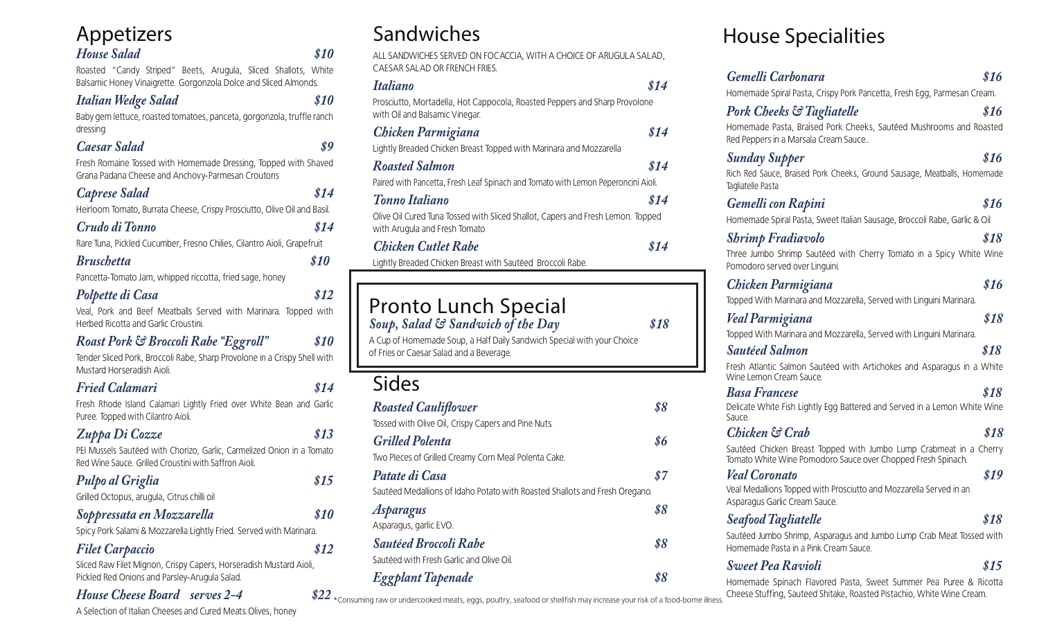# Appetizers

***House Salad*** ***$10***

Roasted "Candy Striped" Beets, Arugula, Sliced Shallots, White Balsamic Honey Vinaigrette. Gorgonzola Dolce and Sliced Almonds.

***Italian Wedge Salad*** ***$10***

Baby gem lettuce, roasted tomatoes, panceta, gorgonzola, truffle ranch dressing

***Caesar Salad*** ***$9***

Fresh Romaine Tossed with Homemade Dressing, Topped with Shaved Grana Padana Cheese and Anchovy-Parmesan Croutons

***Caprese Salad*** ***$14***

Heirloom Tomato, Burrata Cheese, Crispy Prosciutto, Olive Oil and Basil.

***Crudo di Tonno*** ***$14***

Rare Tuna, Pickled Cucumber, Fresno Chilies, Cilantro Aioli, Grapefruit

***Bruschetta*** ***$10***

Pancetta-Tomato Jam, whipped riccotta, fried sage, honey

***Polpette di Casa*** ***$12***

Veal, Pork and Beef Meatballs Served with Marinara. Topped with Herbed Ricotta and Garlic Croustini.

***Roast Pork & Broccoli Rabe "Eggroll"*** ***$10***

Tender Sliced Pork, Broccoli Rabe, Sharp Provolone in a Crispy Shell with Mustard Horseradish Aioli.

***Fried Calamari*** ***$14***

Fresh Rhode Island Calamari Lightly Fried over White Bean and Garlic Puree. Topped with Cilantro Aioli.

***Zuppa Di Cozze*** ***$13***

PEI Mussels Sautéed with Chorizo, Garlic, Carmelized Onion in a Tomato Red Wine Sauce. Grilled Croustini with Saffron Aioli.

***Pulpo al Griglia*** ***$15***

Grilled Octopus, arugula, Citrus chilli oil

***Soppressata en Mozzarella*** ***$10***

Spicy Pork Salami & Mozzarella Lightly Fried. Served with Marinara.

***Filet Carpaccio*** ***$12***

Sliced Raw Filet Mignon, Crispy Capers, Horseradish Mustard Aioli, Pickled Red Onions and Parsley-Arugula Salad.

***House Cheese Board serves 2-4*** ***$22***

A Selection of Italian Cheeses and Cured Meats. Olives, honey

# Sandwiches

ALL SANDWICHES SERVED ON FOCACCIA, WITH A CHOICE OF ARUGULA SALAD, CAESAR SALAD OR FRENCH FRIES.

***Italiano*** ***$14***

Prosciutto, Mortadella, Hot Cappocola, Roasted Peppers and Sharp Provolone with Oil and Balsamic Vinegar.

***Chicken Parmigiana*** ***$14***

Lightly Breaded Chicken Breast Topped with Marinara and Mozzarella

***Roasted Salmon*** ***$14***

Paired with Pancetta, Fresh Leaf Spinach and Tomato with Lemon Peperoncini Aioli.

***Tonno Italiano*** ***$14***

Olive Oil Cured Tuna Tossed with Sliced Shallot, Capers and Fresh Lemon. Topped with Arugula and Fresh Tomato

***Chicken Cutlet Rabe*** ***$14***

Lightly Breaded Chicken Breast with Sautéed Broccoli Rabe.

# Pronto Lunch Special

***Soup, Salad & Sandwich of the Day*** ***$18***

A Cup of Homemade Soup, a Half Daily Sandwich Special with your Choice of Fries or Caesar Salad and a Beverage.

# Sides

***Roasted Cauliflower*** ***$8***

Tossed with Olive Oil, Crispy Capers and Pine Nuts.

***Grilled Polenta*** ***$6***

Two Pieces of Grilled Creamy Corn Meal Polenta Cake.

***Patate di Casa*** ***$7***

Sautéed Medallions of Idaho Potato with Roasted Shallots and Fresh Oregano.

***Asparagus*** ***$8***

Asparagus, garlic EVO.

***Sautéed Broccoli Rabe*** ***$8***

Sautéed with Fresh Garlic and Olive Oil.

***Eggplant Tapenade*** ***$8***

*Consuming raw or undercooked meats, eggs, poultry, seafood or shellfish may increase your risk of a food-borne illness.

# House Specialities

***Gemelli Carbonara*** ***$16***

Homemade Spiral Pasta, Crispy Pork Pancetta, Fresh Egg, Parmesan Cream.

***Pork Cheeks & Tagliatelle*** ***$16***

Homemade Pasta, Braised Pork Cheeks, Sautéed Mushrooms and Roasted Red Peppers in a Marsala Cream Sauce..

***Sunday Supper*** ***$16***

Rich Red Sauce, Braised Pork Cheeks, Ground Sausage, Meatballs, Homemade Tagliatelle Pasta

***Gemelli con Rapini*** ***$16***

Homemade Spiral Pasta, Sweet Italian Sausage, Broccoli Rabe, Garlic & Oil

***Shrimp Fradiavolo*** ***$18***

Three Jumbo Shrimp Sautéed with Cherry Tomato in a Spicy White Wine Pomodoro served over Linguini.

***Chicken Parmigiana*** ***$16***

Topped With Marinara and Mozzarella, Served with Linguini Marinara.

***Veal Parmigiana*** ***$18***

Topped With Marinara and Mozzarella, Served with Linguini Marinara.

***Sautéed Salmon*** ***$18***

Fresh Atlantic Salmon Sautéed with Artichokes and Asparagus in a White Wine Lemon Cream Sauce.

***Basa Francese*** ***$18***

Delicate White Fish Lightly Egg Battered and Served in a Lemon White Wine Sauce.

***Chicken & Crab*** ***$18***

Sautéed Chicken Breast Topped with Jumbo Lump Crabmeat in a Cherry Tomato White Wine Pomodoro Sauce over Chopped Fresh Spinach.

***Veal Coronato*** ***$19***

Veal Medallions Topped with Prosciutto and Mozzarella Served in an Asparagus Garlic Cream Sauce.

***Seafood Tagliatelle*** ***$18***

Sautéed Jumbo Shrimp, Asparagus and Jumbo Lump Crab Meat Tossed with Homemade Pasta in a Pink Cream Sauce.

***Sweet Pea Ravioli*** ***$15***

Homemade Spinach Flavored Pasta, Sweet Summer Pea Puree & Ricotta Cheese Stuffing, Sauteed Shitake, Roasted Pistachio, White Wine Cream.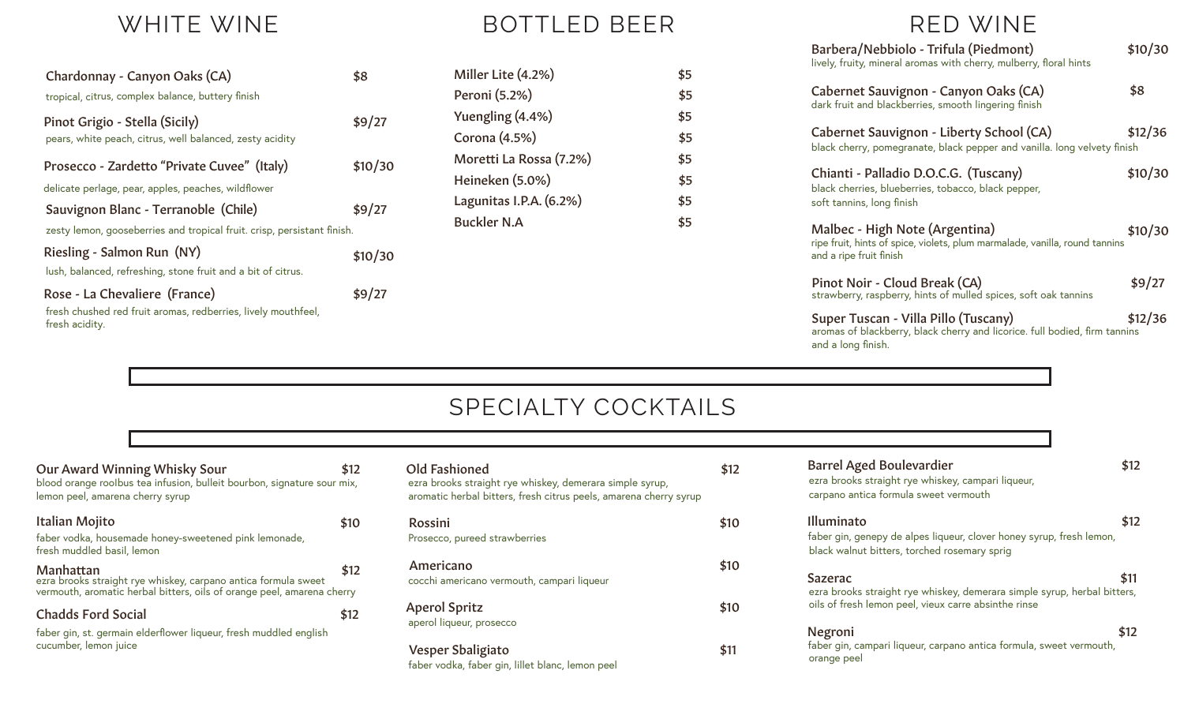# WHITE WINE

**Chardonnay - Canyon Oaks (CA)** $8
tropical, citrus, complex balance, buttery finish

**Pinot Grigio - Stella (Sicily)** $9/27
pears, white peach, citrus, well balanced, zesty acidity

**Prosecco - Zardetto "Private Cuvee" (Italy)** $10/30
delicate perlage, pear, apples, peaches, wildflower

**Sauvignon Blanc - Terranoble (Chile)** $9/27
zesty lemon, gooseberries and tropical fruit. crisp, persistant finish.

**Riesling - Salmon Run (NY)** $10/30
lush, balanced, refreshing, stone fruit and a bit of citrus.

**Rose - La Chevaliere (France)** $9/27
fresh chushed red fruit aromas, redberries, lively mouthfeel, fresh acidity.

# BOTTLED BEER

| | |
|---|---|
| Miller Lite (4.2%) | $5 |
| Peroni (5.2%) | $5 |
| Yuengling (4.4%) | $5 |
| Corona (4.5%) | $5 |
| Moretti La Rossa (7.2%) | $5 |
| Heineken (5.0%) | $5 |
| Lagunitas I.P.A. (6.2%) | $5 |
| Buckler N.A | $5 |

# RED WINE

**Barbera/Nebbiolo - Trifula (Piedmont)** $10/30
lively, fruity, mineral aromas with cherry, mulberry, floral hints

**Cabernet Sauvignon - Canyon Oaks (CA)** $8
dark fruit and blackberries, smooth lingering finish

**Cabernet Sauvignon - Liberty School (CA)** $12/36
black cherry, pomegranate, black pepper and vanilla. long velvety finish

**Chianti - Palladio D.O.C.G. (Tuscany)** $10/30
black cherries, blueberries, tobacco, black pepper, soft tannins, long finish

**Malbec - High Note (Argentina)** $10/30
ripe fruit, hints of spice, violets, plum marmalade, vanilla, round tannins and a ripe fruit finish

**Pinot Noir - Cloud Break (CA)** $9/27
strawberry, raspberry, hints of mulled spices, soft oak tannins

**Super Tuscan - Villa Pillo (Tuscany)** $12/36
aromas of blackberry, black cherry and licorice. full bodied, firm tannins and a long finish.

# SPECIALTY COCKTAILS

**Our Award Winning Whisky Sour** $12
blood orange roolbus tea infusion, bulleit bourbon, signature sour mix, lemon peel, amarena cherry syrup

**Italian Mojito** $10
faber vodka, housemade honey-sweetened pink lemonade, fresh muddled basil, lemon

**Manhattan** $12
ezra brooks straight rye whiskey, carpano antica formula sweet vermouth, aromatic herbal bitters, oils of orange peel, amarena cherry

**Chadds Ford Social** $12
faber gin, st. germain elderflower liqueur, fresh muddled english cucumber, lemon juice

**Old Fashioned** $12
ezra brooks straight rye whiskey, demerara simple syrup, aromatic herbal bitters, fresh citrus peels, amarena cherry syrup

**Rossini** $10
Prosecco, pureed strawberries

**Americano** $10
cocchi americano vermouth, campari liqueur

**Aperol Spritz** $10
aperol liqueur, prosecco

**Vesper Sbaligiato** $11
faber vodka, faber gin, lillet blanc, lemon peel

**Barrel Aged Boulevardier** $12
ezra brooks straight rye whiskey, campari liqueur, carpano antica formula sweet vermouth

**Illuminato** $12
faber gin, genepy de alpes liqueur, clover honey syrup, fresh lemon, black walnut bitters, torched rosemary sprig

**Sazerac** $11
ezra brooks straight rye whiskey, demerara simple syrup, herbal bitters, oils of fresh lemon peel, vieux carre absinthe rinse

**Negroni** $12
faber gin, campari liqueur, carpano antica formula, sweet vermouth, orange peel